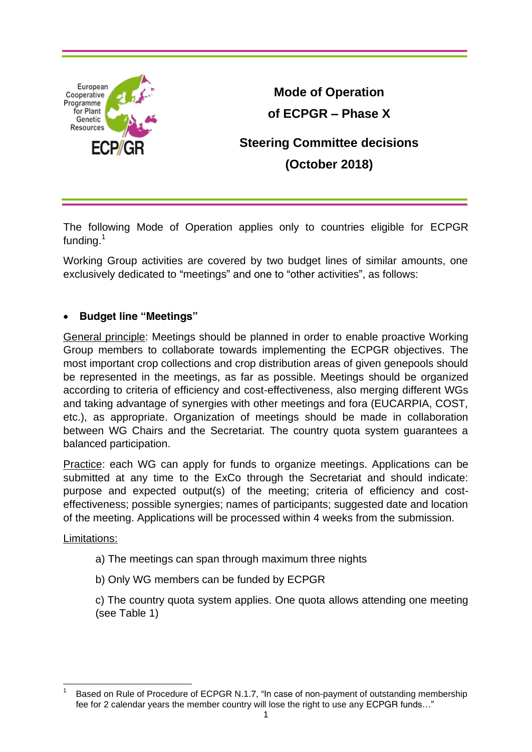# Mode of Operation of ECPGR – Phase X

## Steering Committee decisions (October 2018)

The following Mode of Operation applies only to countries eligible for ECPGR funding.[1]

Working Group activities are covered by two budget lines of similar amounts, one exclusively dedicated to "meetings" and one to "other activities", as follows:

- **Budget line "Meetings"**

General principle: Meetings should be planned in order to enable proactive Working Group members to collaborate towards implementing the ECPGR objectives. The most important crop collections and crop distribution areas of given genepools should be represented in the meetings, as far as possible. Meetings should be organized according to criteria of efficiency and cost-effectiveness, also merging different WGs and taking advantage of synergies with other meetings and fora (EUCARPIA, COST, etc.), as appropriate. Organization of meetings should be made in collaboration between WG Chairs and the Secretariat. The country quota system guarantees a balanced participation.

Practice: each WG can apply for funds to organize meetings. Applications can be submitted at any time to the ExCo through the Secretariat and should indicate: purpose and expected output(s) of the meeting; criteria of efficiency and cost-effectiveness; possible synergies; names of participants; suggested date and location of the meeting. Applications will be processed within 4 weeks from the submission.

Limitations:

a) The meetings can span through maximum three nights

b) Only WG members can be funded by ECPGR

c) The country quota system applies. One quota allows attending one meeting (see Table 1)

---

[1] Based on Rule of Procedure of ECPGR N.1.7, "In case of non-payment of outstanding membership fee for 2 calendar years the member country will lose the right to use any ECPGR funds…"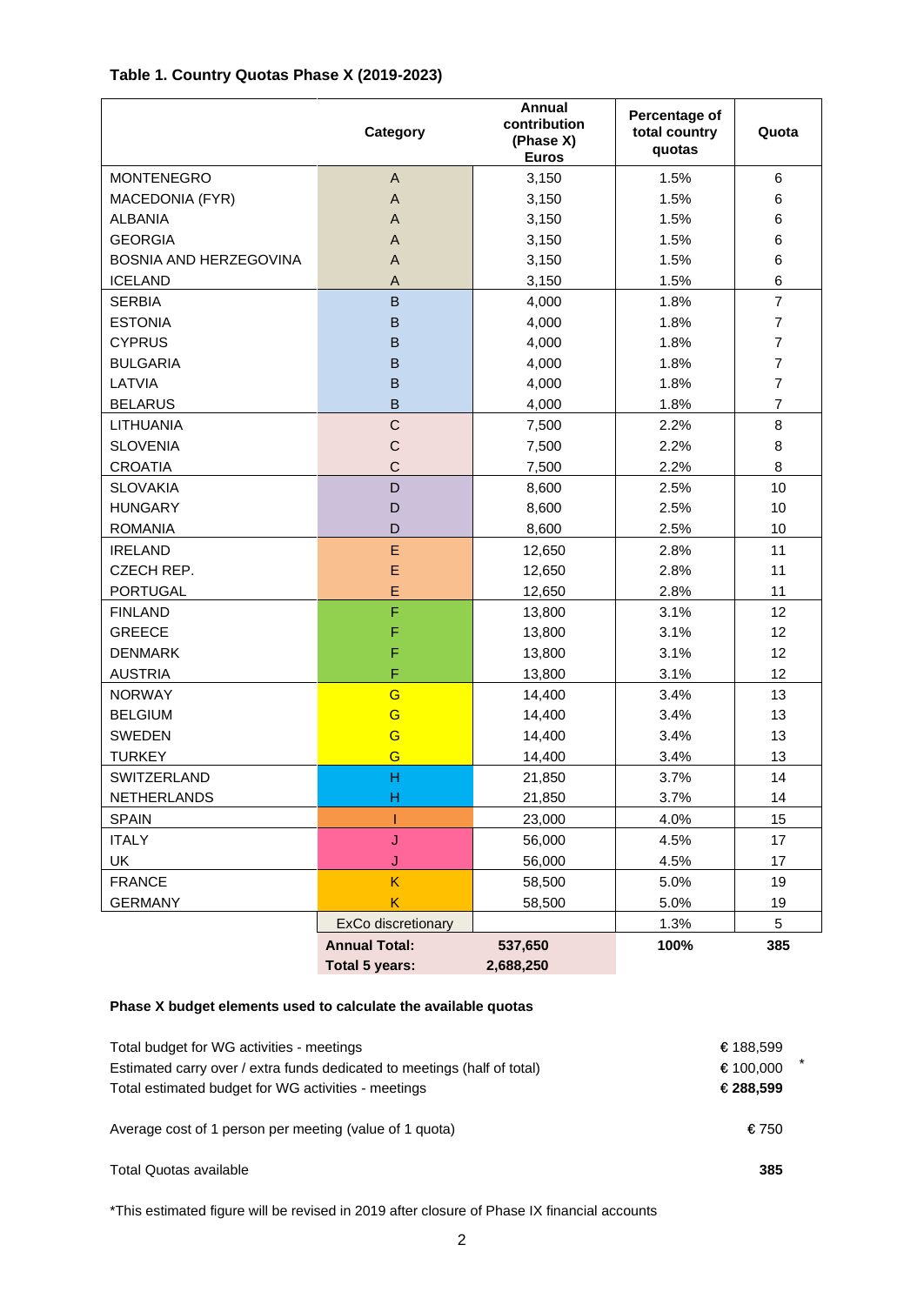**Table 1. Country Quotas Phase X (2019-2023)**

| | Category | Annual contribution (Phase X) Euros | Percentage of total country quotas | Quota |
|---|---|---|---|---|
| MONTENEGRO | A | 3,150 | 1.5% | 6 |
| MACEDONIA (FYR) | A | 3,150 | 1.5% | 6 |
| ALBANIA | A | 3,150 | 1.5% | 6 |
| GEORGIA | A | 3,150 | 1.5% | 6 |
| BOSNIA AND HERZEGOVINA | A | 3,150 | 1.5% | 6 |
| ICELAND | A | 3,150 | 1.5% | 6 |
| SERBIA | B | 4,000 | 1.8% | 7 |
| ESTONIA | B | 4,000 | 1.8% | 7 |
| CYPRUS | B | 4,000 | 1.8% | 7 |
| BULGARIA | B | 4,000 | 1.8% | 7 |
| LATVIA | B | 4,000 | 1.8% | 7 |
| BELARUS | B | 4,000 | 1.8% | 7 |
| LITHUANIA | C | 7,500 | 2.2% | 8 |
| SLOVENIA | C | 7,500 | 2.2% | 8 |
| CROATIA | C | 7,500 | 2.2% | 8 |
| SLOVAKIA | D | 8,600 | 2.5% | 10 |
| HUNGARY | D | 8,600 | 2.5% | 10 |
| ROMANIA | D | 8,600 | 2.5% | 10 |
| IRELAND | E | 12,650 | 2.8% | 11 |
| CZECH REP. | E | 12,650 | 2.8% | 11 |
| PORTUGAL | E | 12,650 | 2.8% | 11 |
| FINLAND | F | 13,800 | 3.1% | 12 |
| GREECE | F | 13,800 | 3.1% | 12 |
| DENMARK | F | 13,800 | 3.1% | 12 |
| AUSTRIA | F | 13,800 | 3.1% | 12 |
| NORWAY | G | 14,400 | 3.4% | 13 |
| BELGIUM | G | 14,400 | 3.4% | 13 |
| SWEDEN | G | 14,400 | 3.4% | 13 |
| TURKEY | G | 14,400 | 3.4% | 13 |
| SWITZERLAND | H | 21,850 | 3.7% | 14 |
| NETHERLANDS | H | 21,850 | 3.7% | 14 |
| SPAIN | I | 23,000 | 4.0% | 15 |
| ITALY | J | 56,000 | 4.5% | 17 |
| UK | J | 56,000 | 4.5% | 17 |
| FRANCE | K | 58,500 | 5.0% | 19 |
| GERMANY | K | 58,500 | 5.0% | 19 |
| | ExCo discretionary | | 1.3% | 5 |
| | **Annual Total:** | **537,650** | **100%** | **385** |
| | **Total 5 years:** | **2,688,250** | | |

**Phase X budget elements used to calculate the available quotas**

| | |
|---|---|
| Total budget for WG activities - meetings | € 188,599 |
| Estimated carry over / extra funds dedicated to meetings (half of total) | € 100,000 * |
| Total estimated budget for WG activities - meetings | **€ 288,599** |
| Average cost of 1 person per meeting (value of 1 quota) | € 750 |
| Total Quotas available | **385** |

*This estimated figure will be revised in 2019 after closure of Phase IX financial accounts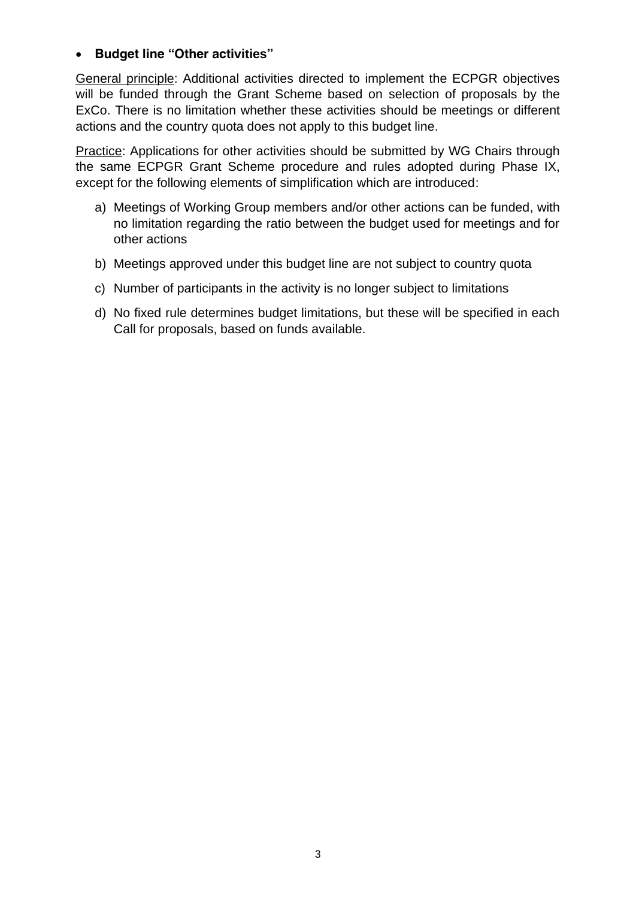- **Budget line "Other activities"**

General principle: Additional activities directed to implement the ECPGR objectives will be funded through the Grant Scheme based on selection of proposals by the ExCo. There is no limitation whether these activities should be meetings or different actions and the country quota does not apply to this budget line.

Practice: Applications for other activities should be submitted by WG Chairs through the same ECPGR Grant Scheme procedure and rules adopted during Phase IX, except for the following elements of simplification which are introduced:

a) Meetings of Working Group members and/or other actions can be funded, with no limitation regarding the ratio between the budget used for meetings and for other actions

b) Meetings approved under this budget line are not subject to country quota

c) Number of participants in the activity is no longer subject to limitations

d) No fixed rule determines budget limitations, but these will be specified in each Call for proposals, based on funds available.